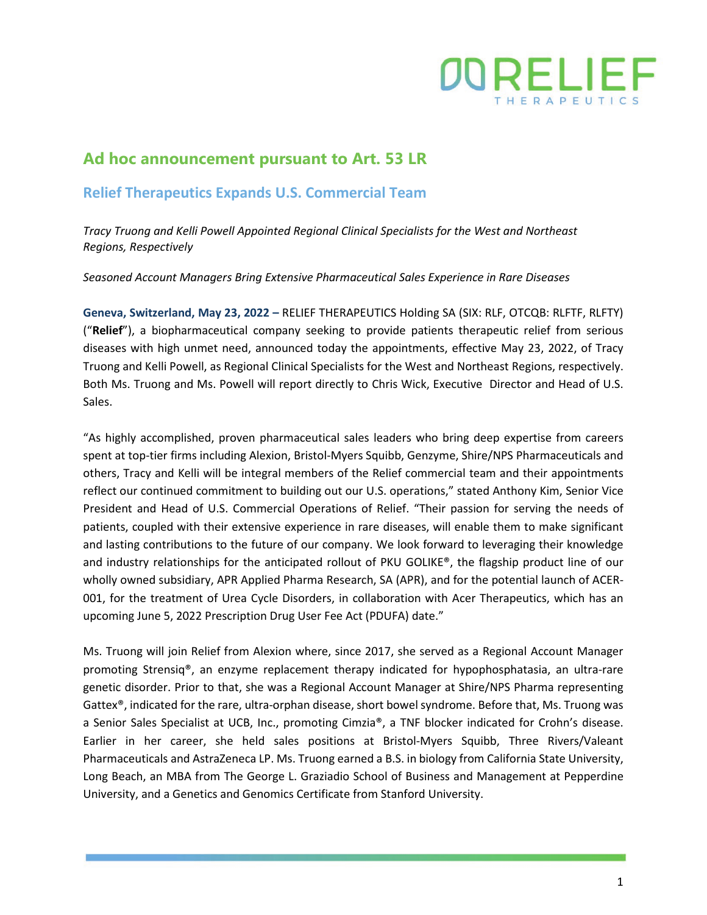# Ad hoc announcement pursuant to Art. 53 LR

## Relief Therapeutics Expands U.S. Commercial Team

*Tracy Truong and Kelli Powell Appointed Regional Clinical Specialists for the West and Northeast Regions, Respectively*

*Seasoned Account Managers Bring Extensive Pharmaceutical Sales Experience in Rare Diseases*

**Geneva, Switzerland, May 23, 2022 –** RELIEF THERAPEUTICS Holding SA (SIX: RLF, OTCQB: RLFTF, RLFTY) ("**Relief**"), a biopharmaceutical company seeking to provide patients therapeutic relief from serious diseases with high unmet need, announced today the appointments, effective May 23, 2022, of Tracy Truong and Kelli Powell, as Regional Clinical Specialists for the West and Northeast Regions, respectively. Both Ms. Truong and Ms. Powell will report directly to Chris Wick, Executive Director and Head of U.S. Sales.

"As highly accomplished, proven pharmaceutical sales leaders who bring deep expertise from careers spent at top-tier firms including Alexion, Bristol-Myers Squibb, Genzyme, Shire/NPS Pharmaceuticals and others, Tracy and Kelli will be integral members of the Relief commercial team and their appointments reflect our continued commitment to building out our U.S. operations," stated Anthony Kim, Senior Vice President and Head of U.S. Commercial Operations of Relief. "Their passion for serving the needs of patients, coupled with their extensive experience in rare diseases, will enable them to make significant and lasting contributions to the future of our company. We look forward to leveraging their knowledge and industry relationships for the anticipated rollout of PKU GOLIKE®, the flagship product line of our wholly owned subsidiary, APR Applied Pharma Research, SA (APR), and for the potential launch of ACER-001, for the treatment of Urea Cycle Disorders, in collaboration with Acer Therapeutics, which has an upcoming June 5, 2022 Prescription Drug User Fee Act (PDUFA) date."

Ms. Truong will join Relief from Alexion where, since 2017, she served as a Regional Account Manager promoting Strensiq®, an enzyme replacement therapy indicated for hypophosphatasia, an ultra-rare genetic disorder. Prior to that, she was a Regional Account Manager at Shire/NPS Pharma representing Gattex®, indicated for the rare, ultra-orphan disease, short bowel syndrome. Before that, Ms. Truong was a Senior Sales Specialist at UCB, Inc., promoting Cimzia®, a TNF blocker indicated for Crohn's disease. Earlier in her career, she held sales positions at Bristol-Myers Squibb, Three Rivers/Valeant Pharmaceuticals and AstraZeneca LP. Ms. Truong earned a B.S. in biology from California State University, Long Beach, an MBA from The George L. Graziadio School of Business and Management at Pepperdine University, and a Genetics and Genomics Certificate from Stanford University.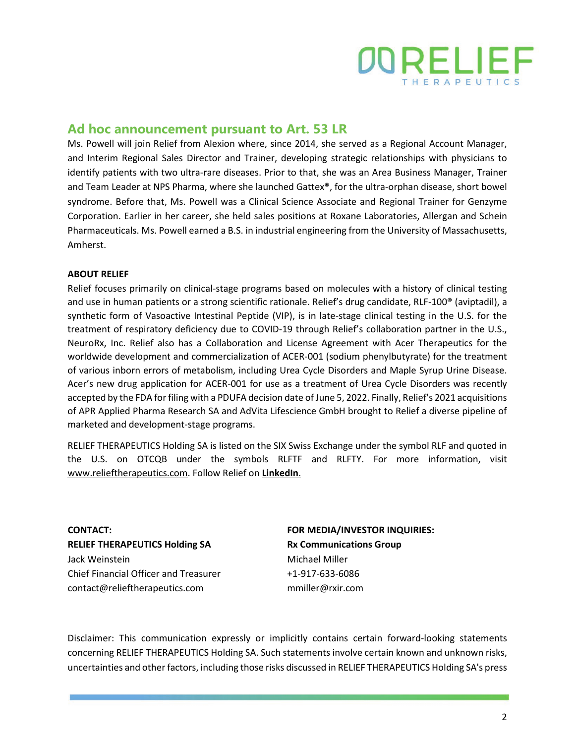## Ad hoc announcement pursuant to Art. 53 LR

Ms. Powell will join Relief from Alexion where, since 2014, she served as a Regional Account Manager, and Interim Regional Sales Director and Trainer, developing strategic relationships with physicians to identify patients with two ultra-rare diseases. Prior to that, she was an Area Business Manager, Trainer and Team Leader at NPS Pharma, where she launched Gattex®, for the ultra-orphan disease, short bowel syndrome. Before that, Ms. Powell was a Clinical Science Associate and Regional Trainer for Genzyme Corporation. Earlier in her career, she held sales positions at Roxane Laboratories, Allergan and Schein Pharmaceuticals. Ms. Powell earned a B.S. in industrial engineering from the University of Massachusetts, Amherst.

**ABOUT RELIEF**

Relief focuses primarily on clinical-stage programs based on molecules with a history of clinical testing and use in human patients or a strong scientific rationale. Relief's drug candidate, RLF-100® (aviptadil), a synthetic form of Vasoactive Intestinal Peptide (VIP), is in late-stage clinical testing in the U.S. for the treatment of respiratory deficiency due to COVID-19 through Relief's collaboration partner in the U.S., NeuroRx, Inc. Relief also has a Collaboration and License Agreement with Acer Therapeutics for the worldwide development and commercialization of ACER-001 (sodium phenylbutyrate) for the treatment of various inborn errors of metabolism, including Urea Cycle Disorders and Maple Syrup Urine Disease. Acer's new drug application for ACER-001 for use as a treatment of Urea Cycle Disorders was recently accepted by the FDA for filing with a PDUFA decision date of June 5, 2022. Finally, Relief's 2021 acquisitions of APR Applied Pharma Research SA and AdVita Lifescience GmbH brought to Relief a diverse pipeline of marketed and development-stage programs.

RELIEF THERAPEUTICS Holding SA is listed on the SIX Swiss Exchange under the symbol RLF and quoted in the U.S. on OTCQB under the symbols RLFTF and RLFTY. For more information, visit www.relieftherapeutics.com. Follow Relief on **LinkedIn**.

**CONTACT:**
**RELIEF THERAPEUTICS Holding SA**
Jack Weinstein
Chief Financial Officer and Treasurer
contact@relieftherapeutics.com

**FOR MEDIA/INVESTOR INQUIRIES:**
**Rx Communications Group**
Michael Miller
+1-917-633-6086
mmiller@rxir.com

Disclaimer: This communication expressly or implicitly contains certain forward-looking statements concerning RELIEF THERAPEUTICS Holding SA. Such statements involve certain known and unknown risks, uncertainties and other factors, including those risks discussed in RELIEF THERAPEUTICS Holding SA's press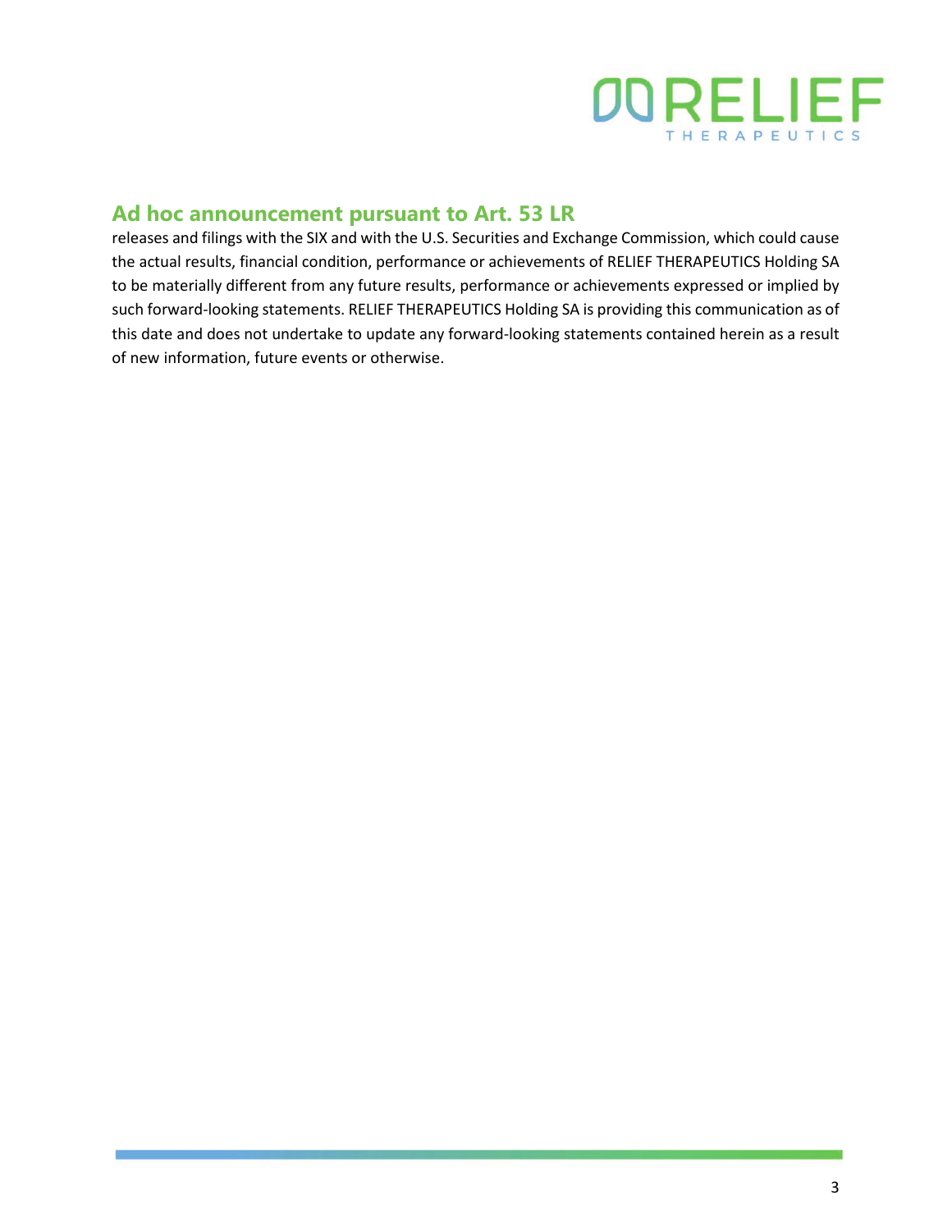releases and filings with the SIX and with the U.S. Securities and Exchange Commission, which could cause the actual results, financial condition, performance or achievements of RELIEF THERAPEUTICS Holding SA to be materially different from any future results, performance or achievements expressed or implied by such forward-looking statements. RELIEF THERAPEUTICS Holding SA is providing this communication as of this date and does not undertake to update any forward-looking statements contained herein as a result of new information, future events or otherwise.